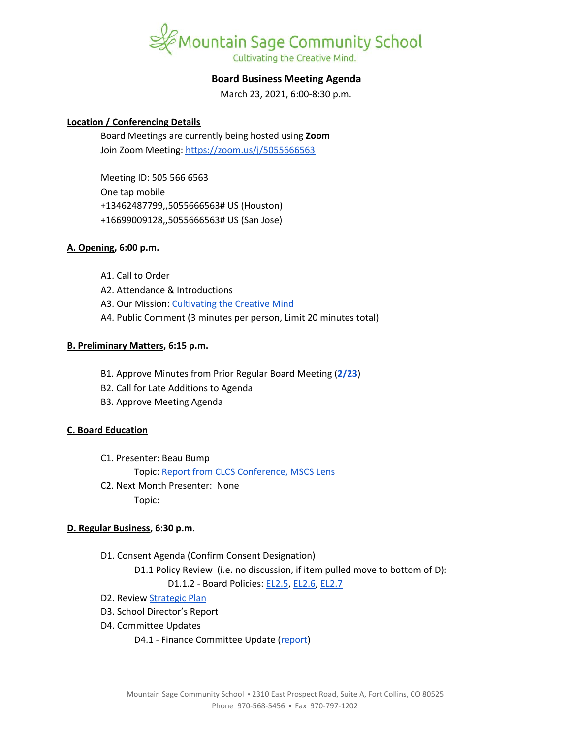# Mountain Sage Community School

Cultivating the Creative Mind.

## Board Business Meeting Agenda

March 23, 2021, 6:00-8:30 p.m.

**Location / Conferencing Details**

Board Meetings are currently being hosted using **Zoom**
Join Zoom Meeting: https://zoom.us/j/5055666563

Meeting ID: 505 566 6563
One tap mobile
+13462487799,,5055666563# US (Houston)
+16699009128,,5055666563# US (San Jose)

**A. Opening, 6:00 p.m.**

- A1. Call to Order
- A2. Attendance & Introductions
- A3. Our Mission: Cultivating the Creative Mind
- A4. Public Comment (3 minutes per person, Limit 20 minutes total)

**B. Preliminary Matters, 6:15 p.m.**

- B1. Approve Minutes from Prior Regular Board Meeting (**2/23**)
- B2. Call for Late Additions to Agenda
- B3. Approve Meeting Agenda

**C. Board Education**

- C1. Presenter: Beau Bump
  - Topic: Report from CLCS Conference, MSCS Lens
- C2. Next Month Presenter: None
  - Topic:

**D. Regular Business, 6:30 p.m.**

- D1. Consent Agenda (Confirm Consent Designation)
  - D1.1 Policy Review (i.e. no discussion, if item pulled move to bottom of D):
    - D1.1.2 - Board Policies: EL2.5, EL2.6, EL2.7
- D2. Review Strategic Plan
- D3. School Director's Report
- D4. Committee Updates
  - D4.1 - Finance Committee Update (report)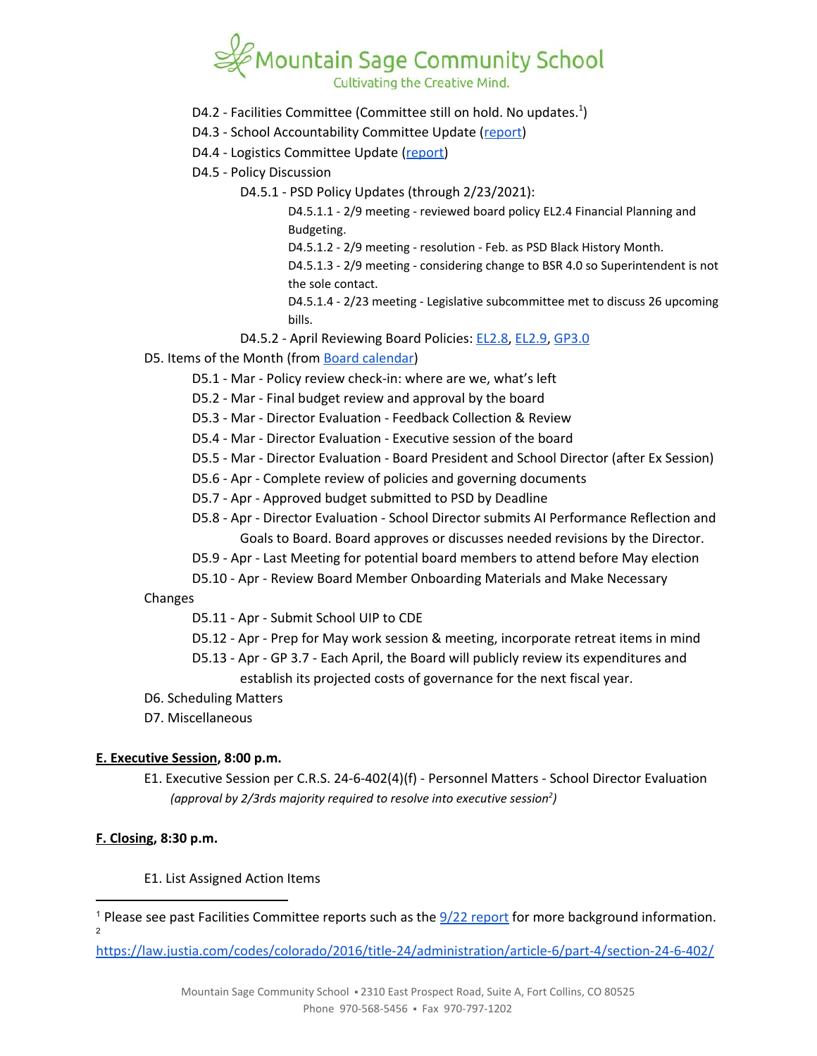D4.2 - Facilities Committee (Committee still on hold. No updates.[1])

D4.3 - School Accountability Committee Update (report)

D4.4 - Logistics Committee Update (report)

D4.5 - Policy Discussion

D4.5.1 - PSD Policy Updates (through 2/23/2021):

D4.5.1.1 - 2/9 meeting - reviewed board policy EL2.4 Financial Planning and Budgeting.

D4.5.1.2 - 2/9 meeting - resolution - Feb. as PSD Black History Month.

D4.5.1.3 - 2/9 meeting - considering change to BSR 4.0 so Superintendent is not the sole contact.

D4.5.1.4 - 2/23 meeting - Legislative subcommittee met to discuss 26 upcoming bills.

D4.5.2 - April Reviewing Board Policies: EL2.8, EL2.9, GP3.0

D5. Items of the Month (from Board calendar)

D5.1 - Mar - Policy review check-in: where are we, what's left

D5.2 - Mar - Final budget review and approval by the board

D5.3 - Mar - Director Evaluation - Feedback Collection & Review

D5.4 - Mar - Director Evaluation - Executive session of the board

D5.5 - Mar - Director Evaluation - Board President and School Director (after Ex Session)

D5.6 - Apr - Complete review of policies and governing documents

D5.7 - Apr - Approved budget submitted to PSD by Deadline

D5.8 - Apr - Director Evaluation - School Director submits AI Performance Reflection and Goals to Board. Board approves or discusses needed revisions by the Director.

D5.9 - Apr - Last Meeting for potential board members to attend before May election

D5.10 - Apr - Review Board Member Onboarding Materials and Make Necessary Changes

D5.11 - Apr - Submit School UIP to CDE

D5.12 - Apr - Prep for May work session & meeting, incorporate retreat items in mind

D5.13 - Apr - GP 3.7 - Each April, the Board will publicly review its expenditures and establish its projected costs of governance for the next fiscal year.

D6. Scheduling Matters

D7. Miscellaneous

**E. Executive Session, 8:00 p.m.**

E1. Executive Session per C.R.S. 24-6-402(4)(f) - Personnel Matters - School Director Evaluation *(approval by 2/3rds majority required to resolve into executive session[2])*

**F. Closing, 8:30 p.m.**

E1. List Assigned Action Items

---

[1] Please see past Facilities Committee reports such as the 9/22 report for more background information.

[2] https://law.justia.com/codes/colorado/2016/title-24/administration/article-6/part-4/section-24-6-402/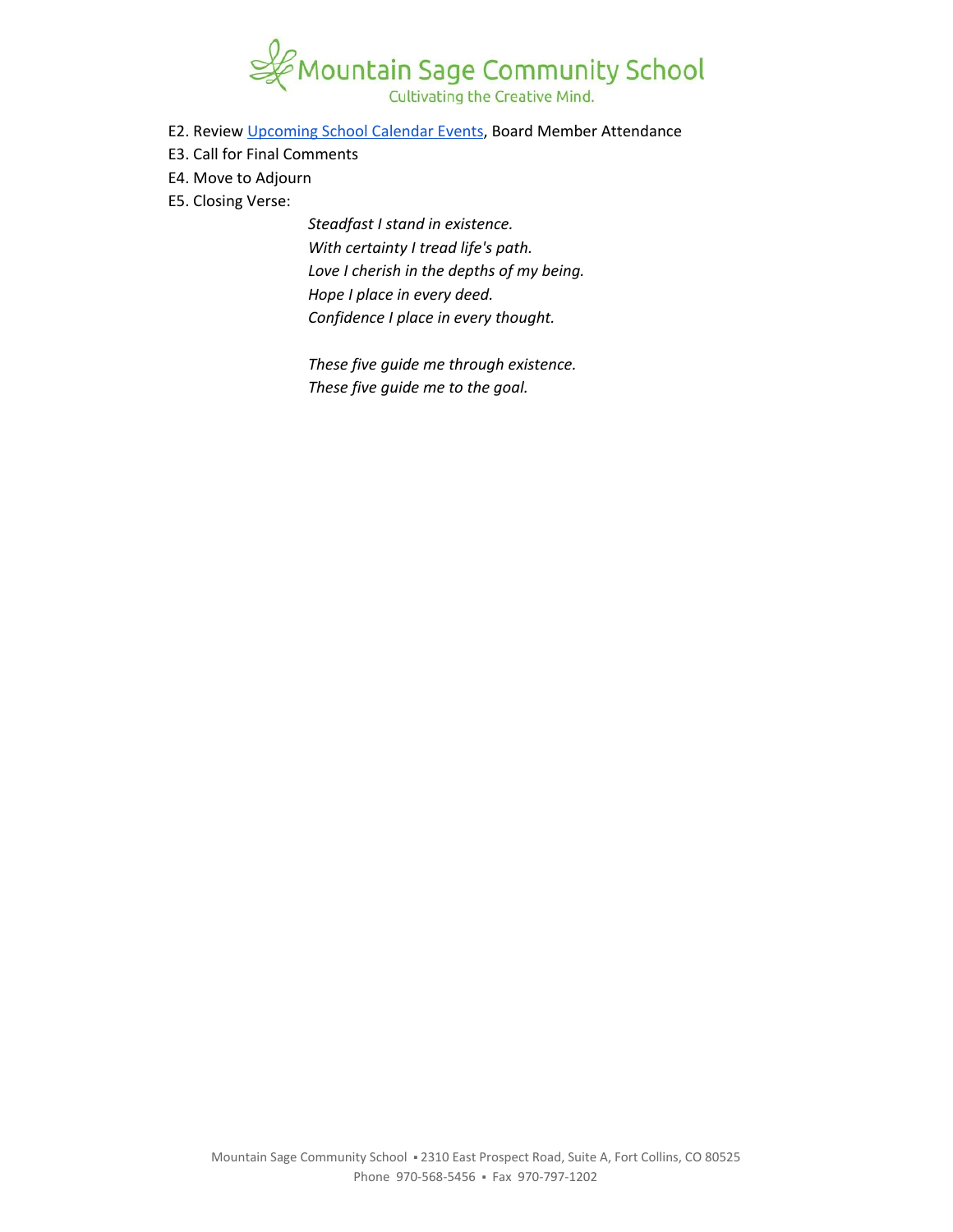E2. Review Upcoming School Calendar Events, Board Member Attendance

E3. Call for Final Comments

E4. Move to Adjourn

E5. Closing Verse:

*Steadfast I stand in existence.*
*With certainty I tread life's path.*
*Love I cherish in the depths of my being.*
*Hope I place in every deed.*
*Confidence I place in every thought.*

*These five guide me through existence.*
*These five guide me to the goal.*